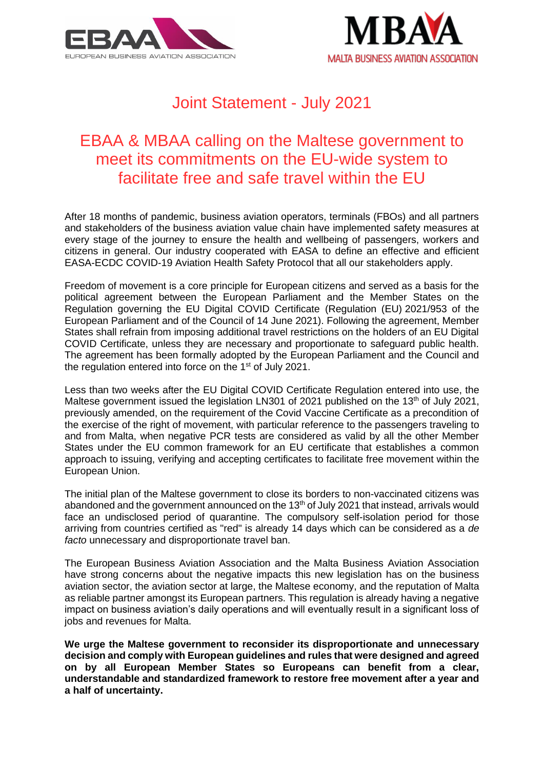EBAA
EUROPEAN BUSINESS AVIATION ASSOCIATION

MBAA
MALTA BUSINESS AVIATION ASSOCIATION

# Joint Statement - July 2021

## EBAA & MBAA calling on the Maltese government to meet its commitments on the EU-wide system to facilitate free and safe travel within the EU

After 18 months of pandemic, business aviation operators, terminals (FBOs) and all partners and stakeholders of the business aviation value chain have implemented safety measures at every stage of the journey to ensure the health and wellbeing of passengers, workers and citizens in general. Our industry cooperated with EASA to define an effective and efficient EASA-ECDC COVID-19 Aviation Health Safety Protocol that all our stakeholders apply.

Freedom of movement is a core principle for European citizens and served as a basis for the political agreement between the European Parliament and the Member States on the Regulation governing the EU Digital COVID Certificate (Regulation (EU) 2021/953 of the European Parliament and of the Council of 14 June 2021). Following the agreement, Member States shall refrain from imposing additional travel restrictions on the holders of an EU Digital COVID Certificate, unless they are necessary and proportionate to safeguard public health. The agreement has been formally adopted by the European Parliament and the Council and the regulation entered into force on the 1st of July 2021.

Less than two weeks after the EU Digital COVID Certificate Regulation entered into use, the Maltese government issued the legislation LN301 of 2021 published on the 13th of July 2021, previously amended, on the requirement of the Covid Vaccine Certificate as a precondition of the exercise of the right of movement, with particular reference to the passengers traveling to and from Malta, when negative PCR tests are considered as valid by all the other Member States under the EU common framework for an EU certificate that establishes a common approach to issuing, verifying and accepting certificates to facilitate free movement within the European Union.

The initial plan of the Maltese government to close its borders to non-vaccinated citizens was abandoned and the government announced on the 13th of July 2021 that instead, arrivals would face an undisclosed period of quarantine. The compulsory self-isolation period for those arriving from countries certified as "red" is already 14 days which can be considered as a *de facto* unnecessary and disproportionate travel ban.

The European Business Aviation Association and the Malta Business Aviation Association have strong concerns about the negative impacts this new legislation has on the business aviation sector, the aviation sector at large, the Maltese economy, and the reputation of Malta as reliable partner amongst its European partners. This regulation is already having a negative impact on business aviation's daily operations and will eventually result in a significant loss of jobs and revenues for Malta.

**We urge the Maltese government to reconsider its disproportionate and unnecessary decision and comply with European guidelines and rules that were designed and agreed on by all European Member States so Europeans can benefit from a clear, understandable and standardized framework to restore free movement after a year and a half of uncertainty.**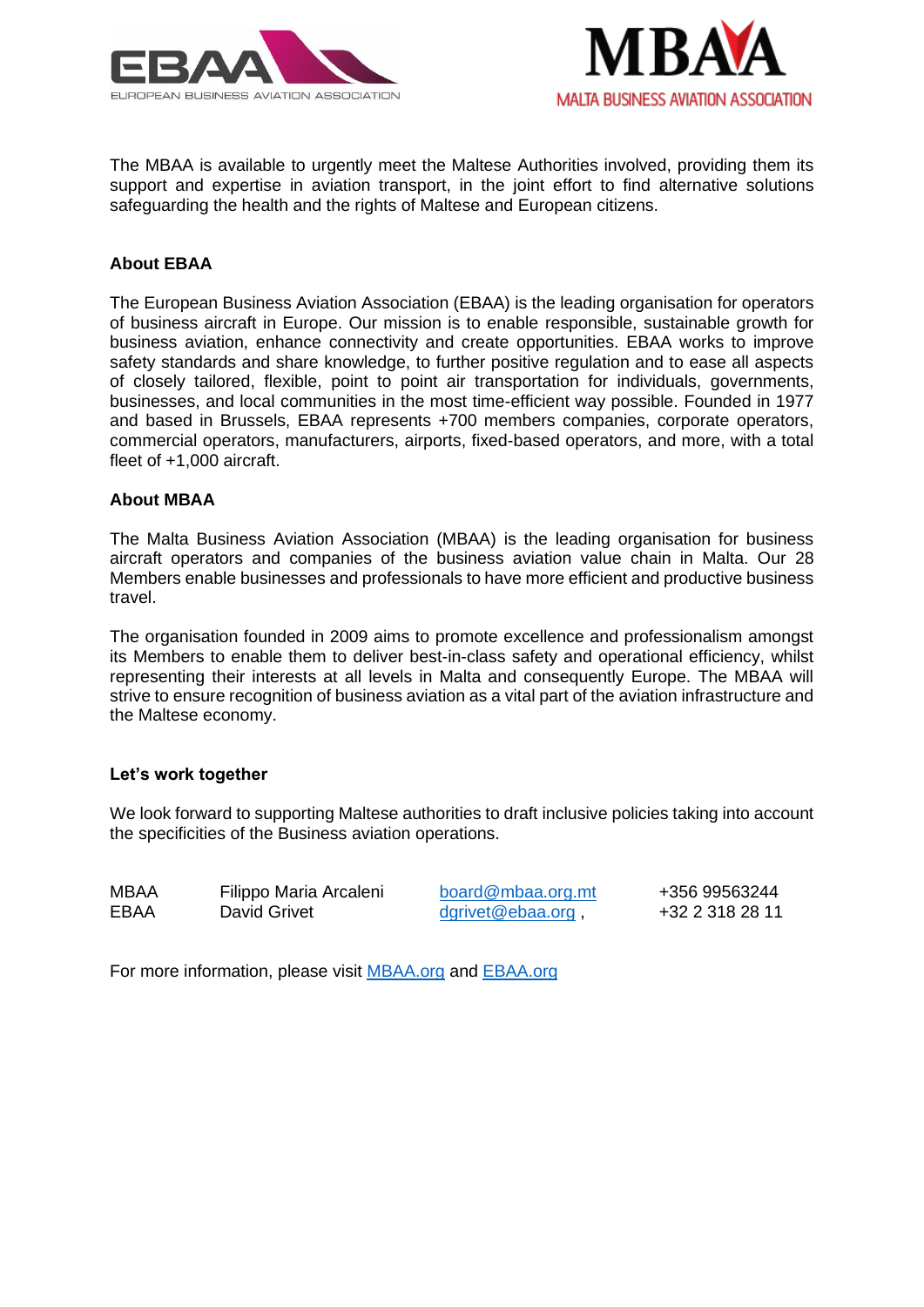The MBAA is available to urgently meet the Maltese Authorities involved, providing them its support and expertise in aviation transport, in the joint effort to find alternative solutions safeguarding the health and the rights of Maltese and European citizens.

**About EBAA**

The European Business Aviation Association (EBAA) is the leading organisation for operators of business aircraft in Europe. Our mission is to enable responsible, sustainable growth for business aviation, enhance connectivity and create opportunities. EBAA works to improve safety standards and share knowledge, to further positive regulation and to ease all aspects of closely tailored, flexible, point to point air transportation for individuals, governments, businesses, and local communities in the most time-efficient way possible. Founded in 1977 and based in Brussels, EBAA represents +700 members companies, corporate operators, commercial operators, manufacturers, airports, fixed-based operators, and more, with a total fleet of +1,000 aircraft.

**About MBAA**

The Malta Business Aviation Association (MBAA) is the leading organisation for business aircraft operators and companies of the business aviation value chain in Malta. Our 28 Members enable businesses and professionals to have more efficient and productive business travel.

The organisation founded in 2009 aims to promote excellence and professionalism amongst its Members to enable them to deliver best-in-class safety and operational efficiency, whilst representing their interests at all levels in Malta and consequently Europe. The MBAA will strive to ensure recognition of business aviation as a vital part of the aviation infrastructure and the Maltese economy.

**Let's work together**

We look forward to supporting Maltese authorities to draft inclusive policies taking into account the specificities of the Business aviation operations.

| | | | |
|---|---|---|---|
| MBAA | Filippo Maria Arcaleni | board@mbaa.org.mt | +356 99563244 |
| EBAA | David Grivet | dgrivet@ebaa.org , | +32 2 318 28 11 |

For more information, please visit MBAA.org and EBAA.org